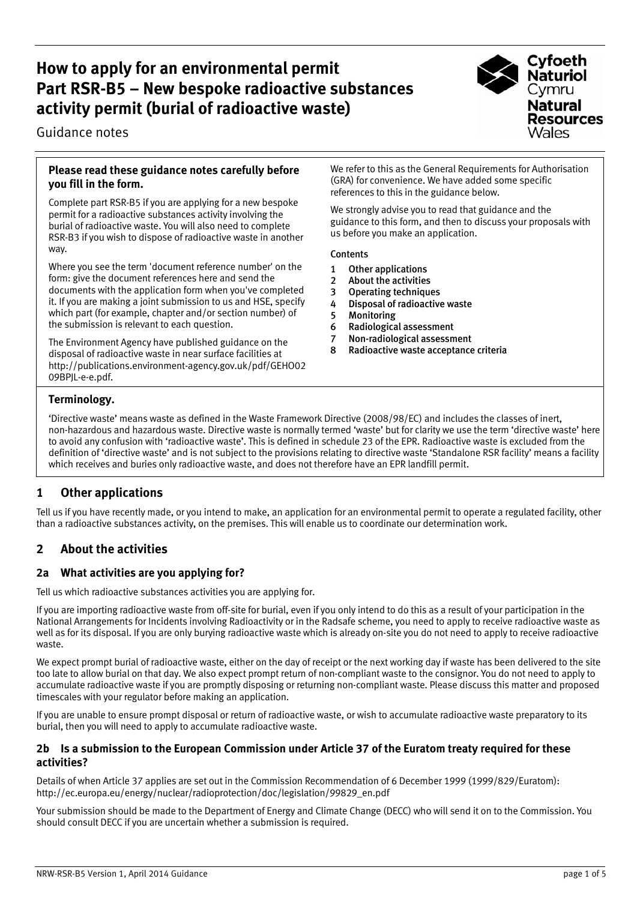# How to apply for an environmental permit Part RSR-B5 – New bespoke radioactive substances activity permit (burial of radioactive waste)

Guidance notes

**Please read these guidance notes carefully before you fill in the form.**

Complete part RSR-B5 if you are applying for a new bespoke permit for a radioactive substances activity involving the burial of radioactive waste. You will also need to complete RSR-B3 if you wish to dispose of radioactive waste in another way.

Where you see the term 'document reference number' on the form: give the document references here and send the documents with the application form when you've completed it. If you are making a joint submission to us and HSE, specify which part (for example, chapter and/or section number) of the submission is relevant to each question.

The Environment Agency have published guidance on the disposal of radioactive waste in near surface facilities at http://publications.environment-agency.gov.uk/pdf/GEHO0209BPJL-e-e.pdf.

We refer to this as the General Requirements for Authorisation (GRA) for convenience. We have added some specific references to this in the guidance below.

We strongly advise you to read that guidance and the guidance to this form, and then to discuss your proposals with us before you make an application.

**Contents**

1. **Other applications**
2. **About the activities**
3. **Operating techniques**
4. **Disposal of radioactive waste**
5. **Monitoring**
6. **Radiological assessment**
7. **Non-radiological assessment**
8. **Radioactive waste acceptance criteria**

**Terminology.**

'Directive waste' means waste as defined in the Waste Framework Directive (2008/98/EC) and includes the classes of inert, non-hazardous and hazardous waste. Directive waste is normally termed 'waste' but for clarity we use the term 'directive waste' here to avoid any confusion with 'radioactive waste'. This is defined in schedule 23 of the EPR. Radioactive waste is excluded from the definition of 'directive waste' and is not subject to the provisions relating to directive waste 'Standalone RSR facility' means a facility which receives and buries only radioactive waste, and does not therefore have an EPR landfill permit.

## 1 Other applications

Tell us if you have recently made, or you intend to make, an application for an environmental permit to operate a regulated facility, other than a radioactive substances activity, on the premises. This will enable us to coordinate our determination work.

## 2 About the activities

### 2a What activities are you applying for?

Tell us which radioactive substances activities you are applying for.

If you are importing radioactive waste from off-site for burial, even if you only intend to do this as a result of your participation in the National Arrangements for Incidents involving Radioactivity or in the Radsafe scheme, you need to apply to receive radioactive waste as well as for its disposal. If you are only burying radioactive waste which is already on-site you do not need to apply to receive radioactive waste.

We expect prompt burial of radioactive waste, either on the day of receipt or the next working day if waste has been delivered to the site too late to allow burial on that day. We also expect prompt return of non-compliant waste to the consignor. You do not need to apply to accumulate radioactive waste if you are promptly disposing or returning non-compliant waste. Please discuss this matter and proposed timescales with your regulator before making an application.

If you are unable to ensure prompt disposal or return of radioactive waste, or wish to accumulate radioactive waste preparatory to its burial, then you will need to apply to accumulate radioactive waste.

### 2b Is a submission to the European Commission under Article 37 of the Euratom treaty required for these activities?

Details of when Article 37 applies are set out in the Commission Recommendation of 6 December 1999 (1999/829/Euratom): http://ec.europa.eu/energy/nuclear/radioprotection/doc/legislation/99829_en.pdf

Your submission should be made to the Department of Energy and Climate Change (DECC) who will send it on to the Commission. You should consult DECC if you are uncertain whether a submission is required.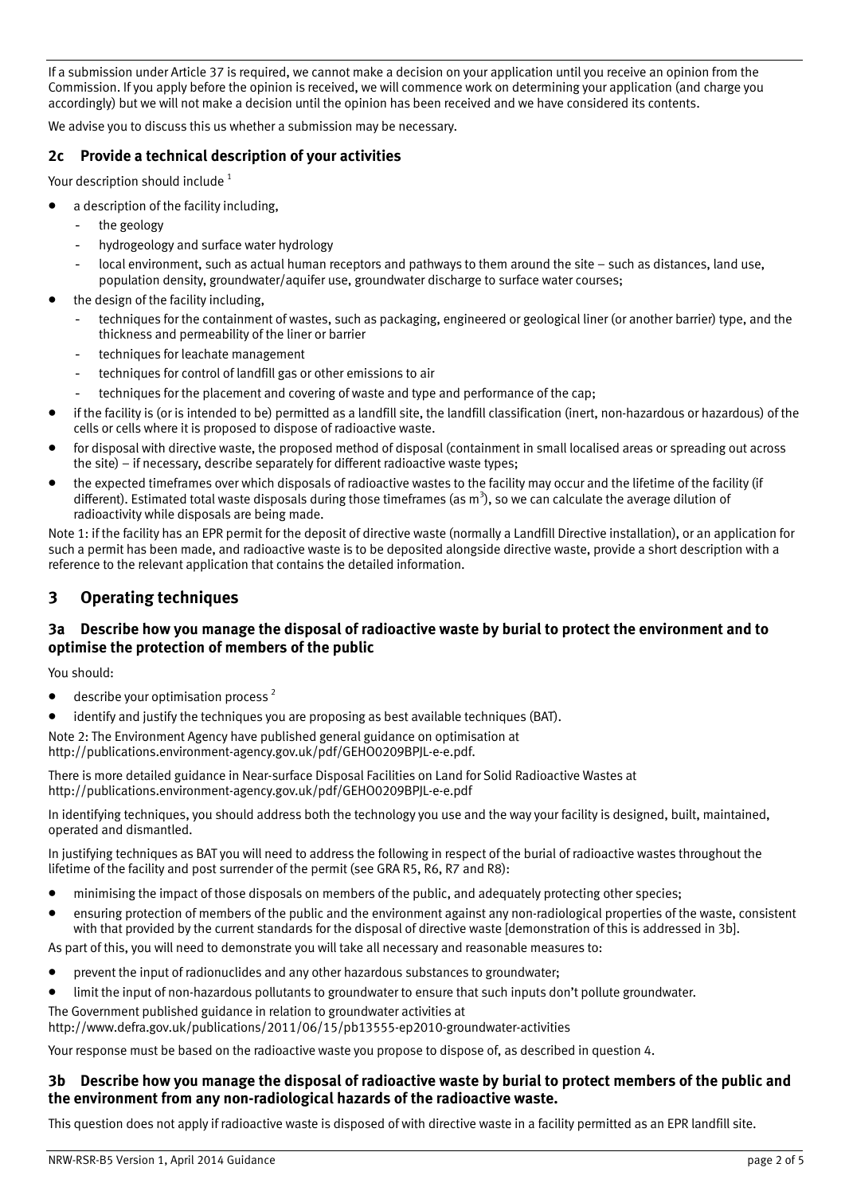If a submission under Article 37 is required, we cannot make a decision on your application until you receive an opinion from the Commission. If you apply before the opinion is received, we will commence work on determining your application (and charge you accordingly) but we will not make a decision until the opinion has been received and we have considered its contents.

We advise you to discuss this us whether a submission may be necessary.

### 2c Provide a technical description of your activities

Your description should include [1]

- a description of the facility including,
  - the geology
  - hydrogeology and surface water hydrology
  - local environment, such as actual human receptors and pathways to them around the site – such as distances, land use, population density, groundwater/aquifer use, groundwater discharge to surface water courses;
- the design of the facility including,
  - techniques for the containment of wastes, such as packaging, engineered or geological liner (or another barrier) type, and the thickness and permeability of the liner or barrier
  - techniques for leachate management
  - techniques for control of landfill gas or other emissions to air
  - techniques for the placement and covering of waste and type and performance of the cap;
- if the facility is (or is intended to be) permitted as a landfill site, the landfill classification (inert, non-hazardous or hazardous) of the cells or cells where it is proposed to dispose of radioactive waste.
- for disposal with directive waste, the proposed method of disposal (containment in small localised areas or spreading out across the site) – if necessary, describe separately for different radioactive waste types;
- the expected timeframes over which disposals of radioactive wastes to the facility may occur and the lifetime of the facility (if different). Estimated total waste disposals during those timeframes (as $m^3$), so we can calculate the average dilution of radioactivity while disposals are being made.

Note 1: if the facility has an EPR permit for the deposit of directive waste (normally a Landfill Directive installation), or an application for such a permit has been made, and radioactive waste is to be deposited alongside directive waste, provide a short description with a reference to the relevant application that contains the detailed information.

## 3 Operating techniques

### 3a Describe how you manage the disposal of radioactive waste by burial to protect the environment and to optimise the protection of members of the public

You should:

- describe your optimisation process [2]
- identify and justify the techniques you are proposing as best available techniques (BAT).

Note 2: The Environment Agency have published general guidance on optimisation at http://publications.environment-agency.gov.uk/pdf/GEHO0209BPJL-e-e.pdf.

There is more detailed guidance in Near-surface Disposal Facilities on Land for Solid Radioactive Wastes at http://publications.environment-agency.gov.uk/pdf/GEHO0209BPJL-e-e.pdf

In identifying techniques, you should address both the technology you use and the way your facility is designed, built, maintained, operated and dismantled.

In justifying techniques as BAT you will need to address the following in respect of the burial of radioactive wastes throughout the lifetime of the facility and post surrender of the permit (see GRA R5, R6, R7 and R8):

- minimising the impact of those disposals on members of the public, and adequately protecting other species;
- ensuring protection of members of the public and the environment against any non-radiological properties of the waste, consistent with that provided by the current standards for the disposal of directive waste [demonstration of this is addressed in 3b].

As part of this, you will need to demonstrate you will take all necessary and reasonable measures to:

- prevent the input of radionuclides and any other hazardous substances to groundwater;
- limit the input of non-hazardous pollutants to groundwater to ensure that such inputs don't pollute groundwater.

The Government published guidance in relation to groundwater activities at http://www.defra.gov.uk/publications/2011/06/15/pb13555-ep2010-groundwater-activities

Your response must be based on the radioactive waste you propose to dispose of, as described in question 4.

### 3b Describe how you manage the disposal of radioactive waste by burial to protect members of the public and the environment from any non-radiological hazards of the radioactive waste.

This question does not apply if radioactive waste is disposed of with directive waste in a facility permitted as an EPR landfill site.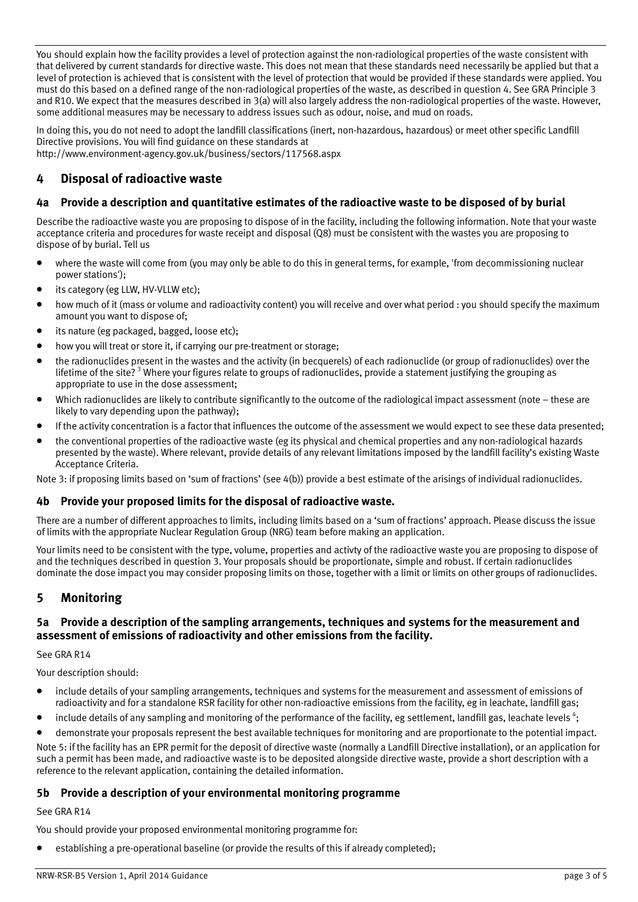You should explain how the facility provides a level of protection against the non-radiological properties of the waste consistent with that delivered by current standards for directive waste. This does not mean that these standards need necessarily be applied but that a level of protection is achieved that is consistent with the level of protection that would be provided if these standards were applied. You must do this based on a defined range of the non-radiological properties of the waste, as described in question 4. See GRA Principle 3 and R10. We expect that the measures described in 3(a) will also largely address the non-radiological properties of the waste. However, some additional measures may be necessary to address issues such as odour, noise, and mud on roads.

In doing this, you do not need to adopt the landfill classifications (inert, non-hazardous, hazardous) or meet other specific Landfill Directive provisions. You will find guidance on these standards at http://www.environment-agency.gov.uk/business/sectors/117568.aspx

## 4 Disposal of radioactive waste

### 4a Provide a description and quantitative estimates of the radioactive waste to be disposed of by burial

Describe the radioactive waste you are proposing to dispose of in the facility, including the following information. Note that your waste acceptance criteria and procedures for waste receipt and disposal (Q8) must be consistent with the wastes you are proposing to dispose of by burial. Tell us

- where the waste will come from (you may only be able to do this in general terms, for example, 'from decommissioning nuclear power stations');
- its category (eg LLW, HV-VLLW etc);
- how much of it (mass or volume and radioactivity content) you will receive and over what period : you should specify the maximum amount you want to dispose of;
- its nature (eg packaged, bagged, loose etc);
- how you will treat or store it, if carrying our pre-treatment or storage;
- the radionuclides present in the wastes and the activity (in becquerels) of each radionuclide (or group of radionuclides) over the lifetime of the site? [3] Where your figures relate to groups of radionuclides, provide a statement justifying the grouping as appropriate to use in the dose assessment;
- Which radionuclides are likely to contribute significantly to the outcome of the radiological impact assessment (note – these are likely to vary depending upon the pathway);
- If the activity concentration is a factor that influences the outcome of the assessment we would expect to see these data presented;
- the conventional properties of the radioactive waste (eg its physical and chemical properties and any non-radiological hazards presented by the waste). Where relevant, provide details of any relevant limitations imposed by the landfill facility's existing Waste Acceptance Criteria.

Note 3: if proposing limits based on 'sum of fractions' (see 4(b)) provide a best estimate of the arisings of individual radionuclides.

### 4b Provide your proposed limits for the disposal of radioactive waste.

There are a number of different approaches to limits, including limits based on a 'sum of fractions' approach. Please discuss the issue of limits with the appropriate Nuclear Regulation Group (NRG) team before making an application.

Your limits need to be consistent with the type, volume, properties and activty of the radioactive waste you are proposing to dispose of and the techniques described in question 3. Your proposals should be proportionate, simple and robust. If certain radionuclides dominate the dose impact you may consider proposing limits on those, together with a limit or limits on other groups of radionuclides.

## 5 Monitoring

### 5a Provide a description of the sampling arrangements, techniques and systems for the measurement and assessment of emissions of radioactivity and other emissions from the facility.

See GRA R14

Your description should:

- include details of your sampling arrangements, techniques and systems for the measurement and assessment of emissions of radioactivity and for a standalone RSR facility for other non-radioactive emissions from the facility, eg in leachate, landfill gas;
- include details of any sampling and monitoring of the performance of the facility, eg settlement, landfill gas, leachate levels [4];
- demonstrate your proposals represent the best available techniques for monitoring and are proportionate to the potential impact.

Note 5: if the facility has an EPR permit for the deposit of directive waste (normally a Landfill Directive installation), or an application for such a permit has been made, and radioactive waste is to be deposited alongside directive waste, provide a short description with a reference to the relevant application, containing the detailed information.

### 5b Provide a description of your environmental monitoring programme

See GRA R14

You should provide your proposed environmental monitoring programme for:

- establishing a pre-operational baseline (or provide the results of this if already completed);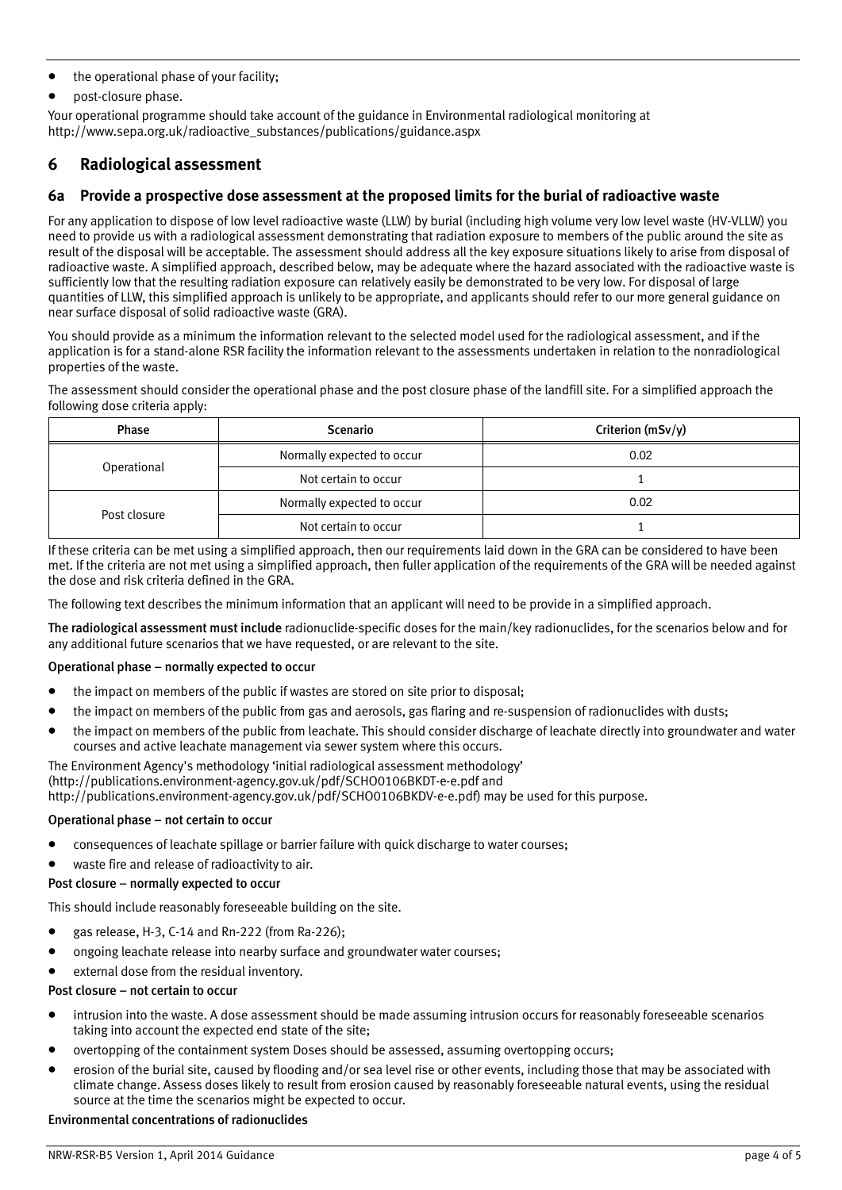- the operational phase of your facility;
- post-closure phase.

Your operational programme should take account of the guidance in Environmental radiological monitoring at http://www.sepa.org.uk/radioactive_substances/publications/guidance.aspx

## 6 Radiological assessment

### 6a Provide a prospective dose assessment at the proposed limits for the burial of radioactive waste

For any application to dispose of low level radioactive waste (LLW) by burial (including high volume very low level waste (HV-VLLW) you need to provide us with a radiological assessment demonstrating that radiation exposure to members of the public around the site as result of the disposal will be acceptable. The assessment should address all the key exposure situations likely to arise from disposal of radioactive waste. A simplified approach, described below, may be adequate where the hazard associated with the radioactive waste is sufficiently low that the resulting radiation exposure can relatively easily be demonstrated to be very low. For disposal of large quantities of LLW, this simplified approach is unlikely to be appropriate, and applicants should refer to our more general guidance on near surface disposal of solid radioactive waste (GRA).

You should provide as a minimum the information relevant to the selected model used for the radiological assessment, and if the application is for a stand-alone RSR facility the information relevant to the assessments undertaken in relation to the nonradiological properties of the waste.

The assessment should consider the operational phase and the post closure phase of the landfill site. For a simplified approach the following dose criteria apply:

| Phase | Scenario | Criterion (mSv/y) |
|---|---|---|
| Operational | Normally expected to occur | 0.02 |
| | Not certain to occur | 1 |
| Post closure | Normally expected to occur | 0.02 |
| | Not certain to occur | 1 |

If these criteria can be met using a simplified approach, then our requirements laid down in the GRA can be considered to have been met. If the criteria are not met using a simplified approach, then fuller application of the requirements of the GRA will be needed against the dose and risk criteria defined in the GRA.

The following text describes the minimum information that an applicant will need to be provide in a simplified approach.

**The radiological assessment must include** radionuclide-specific doses for the main/key radionuclides, for the scenarios below and for any additional future scenarios that we have requested, or are relevant to the site.

**Operational phase – normally expected to occur**

- the impact on members of the public if wastes are stored on site prior to disposal;
- the impact on members of the public from gas and aerosols, gas flaring and re-suspension of radionuclides with dusts;
- the impact on members of the public from leachate. This should consider discharge of leachate directly into groundwater and water courses and active leachate management via sewer system where this occurs.

The Environment Agency's methodology 'initial radiological assessment methodology' (http://publications.environment-agency.gov.uk/pdf/SCHO0106BKDT-e-e.pdf and http://publications.environment-agency.gov.uk/pdf/SCHO0106BKDV-e-e.pdf) may be used for this purpose.

**Operational phase – not certain to occur**

- consequences of leachate spillage or barrier failure with quick discharge to water courses;
- waste fire and release of radioactivity to air.

**Post closure – normally expected to occur**

This should include reasonably foreseeable building on the site.

- gas release, H-3, C-14 and Rn-222 (from Ra-226);
- ongoing leachate release into nearby surface and groundwater water courses;
- external dose from the residual inventory.

**Post closure – not certain to occur**

- intrusion into the waste. A dose assessment should be made assuming intrusion occurs for reasonably foreseeable scenarios taking into account the expected end state of the site;
- overtopping of the containment system Doses should be assessed, assuming overtopping occurs;
- erosion of the burial site, caused by flooding and/or sea level rise or other events, including those that may be associated with climate change. Assess doses likely to result from erosion caused by reasonably foreseeable natural events, using the residual source at the time the scenarios might be expected to occur.

**Environmental concentrations of radionuclides**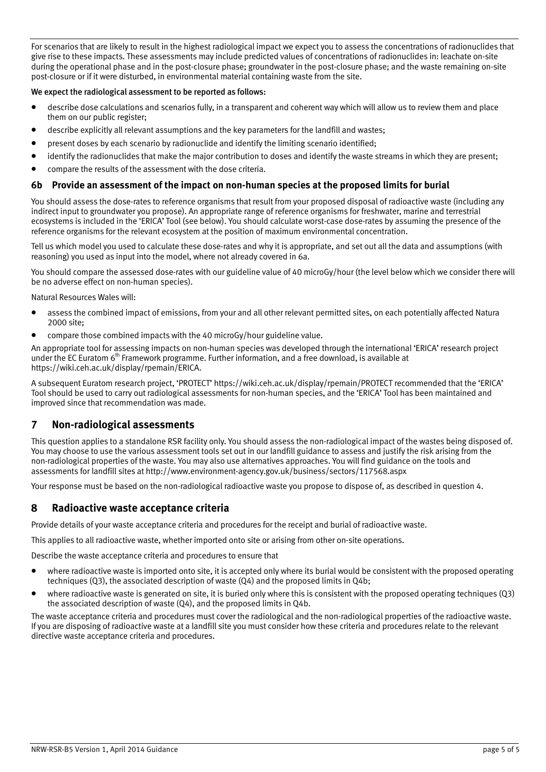For scenarios that are likely to result in the highest radiological impact we expect you to assess the concentrations of radionuclides that give rise to these impacts. These assessments may include predicted values of concentrations of radionuclides in: leachate on-site during the operational phase and in the post-closure phase; groundwater in the post-closure phase; and the waste remaining on-site post-closure or if it were disturbed, in environmental material containing waste from the site.

**We expect the radiological assessment to be reported as follows:**

- describe dose calculations and scenarios fully, in a transparent and coherent way which will allow us to review them and place them on our public register;
- describe explicitly all relevant assumptions and the key parameters for the landfill and wastes;
- present doses by each scenario by radionuclide and identify the limiting scenario identified;
- identify the radionuclides that make the major contribution to doses and identify the waste streams in which they are present;
- compare the results of the assessment with the dose criteria.

### 6b Provide an assessment of the impact on non-human species at the proposed limits for burial

You should assess the dose-rates to reference organisms that result from your proposed disposal of radioactive waste (including any indirect input to groundwater you propose). An appropriate range of reference organisms for freshwater, marine and terrestrial ecosystems is included in the 'ERICA' Tool (see below). You should calculate worst-case dose-rates by assuming the presence of the reference organisms for the relevant ecosystem at the position of maximum environmental concentration.

Tell us which model you used to calculate these dose-rates and why it is appropriate, and set out all the data and assumptions (with reasoning) you used as input into the model, where not already covered in 6a.

You should compare the assessed dose-rates with our guideline value of 40 microGy/hour (the level below which we consider there will be no adverse effect on non-human species).

Natural Resources Wales will:

- assess the combined impact of emissions, from your and all other relevant permitted sites, on each potentially affected Natura 2000 site;
- compare those combined impacts with the 40 microGy/hour guideline value.

An appropriate tool for assessing impacts on non-human species was developed through the international 'ERICA' research project under the EC Euratom 6th Framework programme. Further information, and a free download, is available at https://wiki.ceh.ac.uk/display/rpemain/ERICA.

A subsequent Euratom research project, 'PROTECT' https://wiki.ceh.ac.uk/display/rpemain/PROTECT recommended that the 'ERICA' Tool should be used to carry out radiological assessments for non-human species, and the 'ERICA' Tool has been maintained and improved since that recommendation was made.

## 7 Non-radiological assessments

This question applies to a standalone RSR facility only. You should assess the non-radiological impact of the wastes being disposed of. You may choose to use the various assessment tools set out in our landfill guidance to assess and justify the risk arising from the non-radiological properties of the waste. You may also use alternatives approaches. You will find guidance on the tools and assessments for landfill sites at http://www.environment-agency.gov.uk/business/sectors/117568.aspx

Your response must be based on the non-radiological radioactive waste you propose to dispose of, as described in question 4.

## 8 Radioactive waste acceptance criteria

Provide details of your waste acceptance criteria and procedures for the receipt and burial of radioactive waste.

This applies to all radioactive waste, whether imported onto site or arising from other on-site operations.

Describe the waste acceptance criteria and procedures to ensure that

- where radioactive waste is imported onto site, it is accepted only where its burial would be consistent with the proposed operating techniques (Q3), the associated description of waste (Q4) and the proposed limits in Q4b;
- where radioactive waste is generated on site, it is buried only where this is consistent with the proposed operating techniques (Q3) the associated description of waste (Q4), and the proposed limits in Q4b.

The waste acceptance criteria and procedures must cover the radiological and the non-radiological properties of the radioactive waste. If you are disposing of radioactive waste at a landfill site you must consider how these criteria and procedures relate to the relevant directive waste acceptance criteria and procedures.